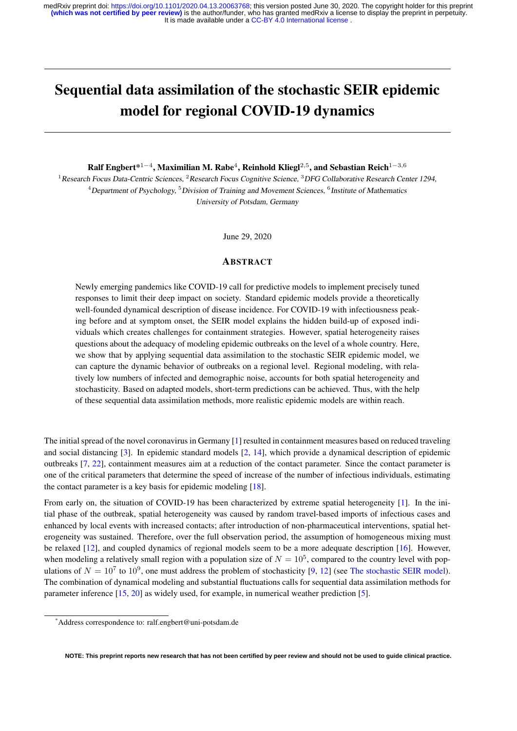# Sequential data assimilation of the stochastic SEIR epidemic model for regional COVID-19 dynamics

**Ralf Engbert*[1−4], Maximilian M. Rabe[4], Reinhold Kliegl[2,5], and Sebastian Reich[1−3,6]**

[1]*Research Focus Data-Centric Sciences,* [2]*Research Focus Cognitive Science,* [3]*DFG Collaborative Research Center 1294,* [4]*Department of Psychology,* [5]*Division of Training and Movement Sciences,* [6]*Institute of Mathematics*
*University of Potsdam, Germany*

June 29, 2020

## Abstract

Newly emerging pandemics like COVID-19 call for predictive models to implement precisely tuned responses to limit their deep impact on society. Standard epidemic models provide a theoretically well-founded dynamical description of disease incidence. For COVID-19 with infectiousness peaking before and at symptom onset, the SEIR model explains the hidden build-up of exposed individuals which creates challenges for containment strategies. However, spatial heterogeneity raises questions about the adequacy of modeling epidemic outbreaks on the level of a whole country. Here, we show that by applying sequential data assimilation to the stochastic SEIR epidemic model, we can capture the dynamic behavior of outbreaks on a regional level. Regional modeling, with relatively low numbers of infected and demographic noise, accounts for both spatial heterogeneity and stochasticity. Based on adapted models, short-term predictions can be achieved. Thus, with the help of these sequential data assimilation methods, more realistic epidemic models are within reach.

The initial spread of the novel coronavirus in Germany [1] resulted in containment measures based on reduced traveling and social distancing [3]. In epidemic standard models [2, 14], which provide a dynamical description of epidemic outbreaks [7, 22], containment measures aim at a reduction of the contact parameter. Since the contact parameter is one of the critical parameters that determine the speed of increase of the number of infectious individuals, estimating the contact parameter is a key basis for epidemic modeling [18].

From early on, the situation of COVID-19 has been characterized by extreme spatial heterogeneity [1]. In the initial phase of the outbreak, spatial heterogeneity was caused by random travel-based imports of infectious cases and enhanced by local events with increased contacts; after introduction of non-pharmaceutical interventions, spatial heterogeneity was sustained. Therefore, over the full observation period, the assumption of homogeneous mixing must be relaxed [12], and coupled dynamics of regional models seem to be a more adequate description [16]. However, when modeling a relatively small region with a population size of $N = 10^5$, compared to the country level with populations of $N = 10^7$ to $10^9$, one must address the problem of stochasticity [9, 12] (see The stochastic SEIR model). The combination of dynamical modeling and substantial fluctuations calls for sequential data assimilation methods for parameter inference [15, 20] as widely used, for example, in numerical weather prediction [5].

*Address correspondence to: ralf.engbert@uni-potsdam.de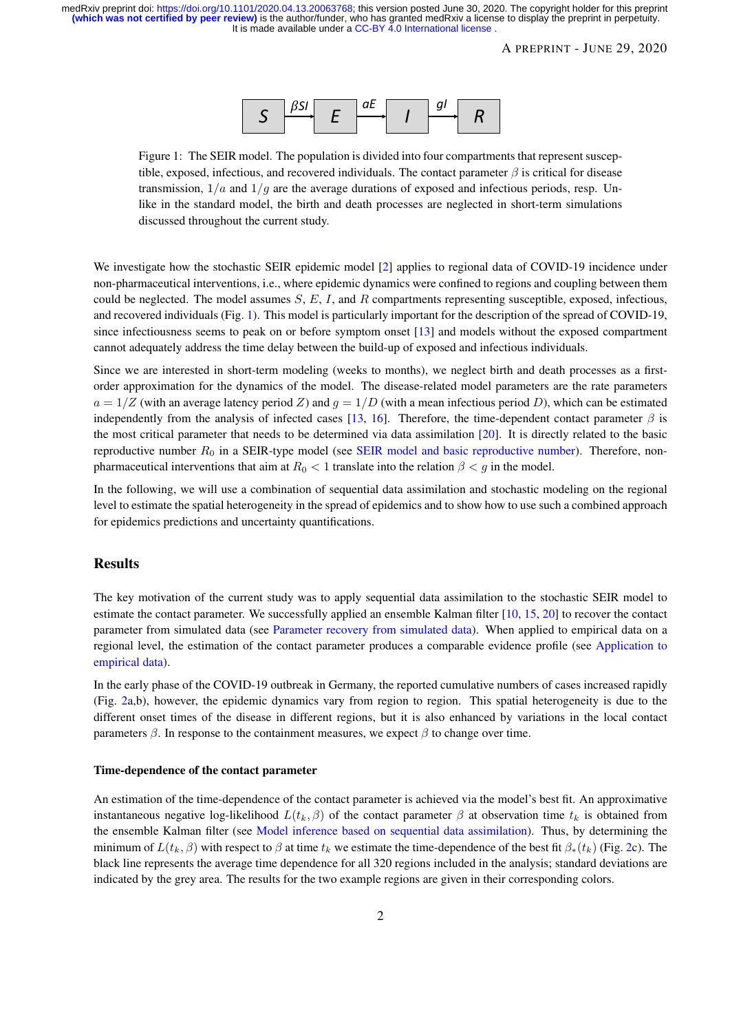Figure 1: The SEIR model. The population is divided into four compartments that represent susceptible, exposed, infectious, and recovered individuals. The contact parameter $\beta$ is critical for disease transmission, $1/a$ and $1/g$ are the average durations of exposed and infectious periods, resp. Unlike in the standard model, the birth and death processes are neglected in short-term simulations discussed throughout the current study.

We investigate how the stochastic SEIR epidemic model [2] applies to regional data of COVID-19 incidence under non-pharmaceutical interventions, i.e., where epidemic dynamics were confined to regions and coupling between them could be neglected. The model assumes $S$, $E$, $I$, and $R$ compartments representing susceptible, exposed, infectious, and recovered individuals (Fig. 1). This model is particularly important for the description of the spread of COVID-19, since infectiousness seems to peak on or before symptom onset [13] and models without the exposed compartment cannot adequately address the time delay between the build-up of exposed and infectious individuals.

Since we are interested in short-term modeling (weeks to months), we neglect birth and death processes as a first-order approximation for the dynamics of the model. The disease-related model parameters are the rate parameters $a = 1/Z$ (with an average latency period $Z$) and $g = 1/D$ (with a mean infectious period $D$), which can be estimated independently from the analysis of infected cases [13, 16]. Therefore, the time-dependent contact parameter $\beta$ is the most critical parameter that needs to be determined via data assimilation [20]. It is directly related to the basic reproductive number $R_0$ in a SEIR-type model (see SEIR model and basic reproductive number). Therefore, non-pharmaceutical interventions that aim at $R_0 < 1$ translate into the relation $\beta < g$ in the model.

In the following, we will use a combination of sequential data assimilation and stochastic modeling on the regional level to estimate the spatial heterogeneity in the spread of epidemics and to show how to use such a combined approach for epidemics predictions and uncertainty quantifications.

## Results

The key motivation of the current study was to apply sequential data assimilation to the stochastic SEIR model to estimate the contact parameter. We successfully applied an ensemble Kalman filter [10, 15, 20] to recover the contact parameter from simulated data (see Parameter recovery from simulated data). When applied to empirical data on a regional level, the estimation of the contact parameter produces a comparable evidence profile (see Application to empirical data).

In the early phase of the COVID-19 outbreak in Germany, the reported cumulative numbers of cases increased rapidly (Fig. 2a,b), however, the epidemic dynamics vary from region to region. This spatial heterogeneity is due to the different onset times of the disease in different regions, but it is also enhanced by variations in the local contact parameters $\beta$. In response to the containment measures, we expect $\beta$ to change over time.

### Time-dependence of the contact parameter

An estimation of the time-dependence of the contact parameter is achieved via the model's best fit. An approximative instantaneous negative log-likelihood $L(t_k, \beta)$ of the contact parameter $\beta$ at observation time $t_k$ is obtained from the ensemble Kalman filter (see Model inference based on sequential data assimilation). Thus, by determining the minimum of $L(t_k, \beta)$ with respect to $\beta$ at time $t_k$ we estimate the time-dependence of the best fit $\beta_*(t_k)$ (Fig. 2c). The black line represents the average time dependence for all 320 regions included in the analysis; standard deviations are indicated by the grey area. The results for the two example regions are given in their corresponding colors.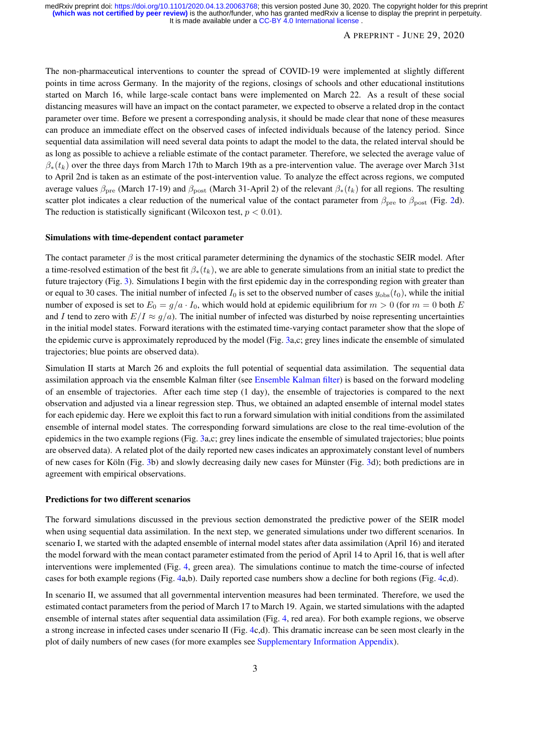The non-pharmaceutical interventions to counter the spread of COVID-19 were implemented at slightly different points in time across Germany. In the majority of the regions, closings of schools and other educational institutions started on March 16, while large-scale contact bans were implemented on March 22. As a result of these social distancing measures will have an impact on the contact parameter, we expected to observe a related drop in the contact parameter over time. Before we present a corresponding analysis, it should be made clear that none of these measures can produce an immediate effect on the observed cases of infected individuals because of the latency period. Since sequential data assimilation will need several data points to adapt the model to the data, the related interval should be as long as possible to achieve a reliable estimate of the contact parameter. Therefore, we selected the average value of $\beta_*(t_k)$ over the three days from March 17th to March 19th as a pre-intervention value. The average over March 31st to April 2nd is taken as an estimate of the post-intervention value. To analyze the effect across regions, we computed average values $\beta_{\text{pre}}$ (March 17-19) and $\beta_{\text{post}}$ (March 31-April 2) of the relevant $\beta_*(t_k)$ for all regions. The resulting scatter plot indicates a clear reduction of the numerical value of the contact parameter from $\beta_{\text{pre}}$ to $\beta_{\text{post}}$ (Fig. 2d). The reduction is statistically significant (Wilcoxon test, $p < 0.01$).

### Simulations with time-dependent contact parameter

The contact parameter $\beta$ is the most critical parameter determining the dynamics of the stochastic SEIR model. After a time-resolved estimation of the best fit $\beta_*(t_k)$, we are able to generate simulations from an initial state to predict the future trajectory (Fig. 3). Simulations I begin with the first epidemic day in the corresponding region with greater than or equal to 30 cases. The initial number of infected $I_0$ is set to the observed number of cases $y_{\text{obs}}(t_0)$, while the initial number of exposed is set to $E_0 = g/a \cdot I_0$, which would hold at epidemic equilibrium for $m > 0$ (for $m = 0$ both $E$ and $I$ tend to zero with $E/I \approx g/a$). The initial number of infected was disturbed by noise representing uncertainties in the initial model states. Forward iterations with the estimated time-varying contact parameter show that the slope of the epidemic curve is approximately reproduced by the model (Fig. 3a,c; grey lines indicate the ensemble of simulated trajectories; blue points are observed data).

Simulation II starts at March 26 and exploits the full potential of sequential data assimilation. The sequential data assimilation approach via the ensemble Kalman filter (see Ensemble Kalman filter) is based on the forward modeling of an ensemble of trajectories. After each time step (1 day), the ensemble of trajectories is compared to the next observation and adjusted via a linear regression step. Thus, we obtained an adapted ensemble of internal model states for each epidemic day. Here we exploit this fact to run a forward simulation with initial conditions from the assimilated ensemble of internal model states. The corresponding forward simulations are close to the real time-evolution of the epidemics in the two example regions (Fig. 3a,c; grey lines indicate the ensemble of simulated trajectories; blue points are observed data). A related plot of the daily reported new cases indicates an approximately constant level of numbers of new cases for Köln (Fig. 3b) and slowly decreasing daily new cases for Münster (Fig. 3d); both predictions are in agreement with empirical observations.

### Predictions for two different scenarios

The forward simulations discussed in the previous section demonstrated the predictive power of the SEIR model when using sequential data assimilation. In the next step, we generated simulations under two different scenarios. In scenario I, we started with the adapted ensemble of internal model states after data assimilation (April 16) and iterated the model forward with the mean contact parameter estimated from the period of April 14 to April 16, that is well after interventions were implemented (Fig. 4, green area). The simulations continue to match the time-course of infected cases for both example regions (Fig. 4a,b). Daily reported case numbers show a decline for both regions (Fig. 4c,d).

In scenario II, we assumed that all governmental intervention measures had been terminated. Therefore, we used the estimated contact parameters from the period of March 17 to March 19. Again, we started simulations with the adapted ensemble of internal states after sequential data assimilation (Fig. 4, red area). For both example regions, we observe a strong increase in infected cases under scenario II (Fig. 4c,d). This dramatic increase can be seen most clearly in the plot of daily numbers of new cases (for more examples see Supplementary Information Appendix).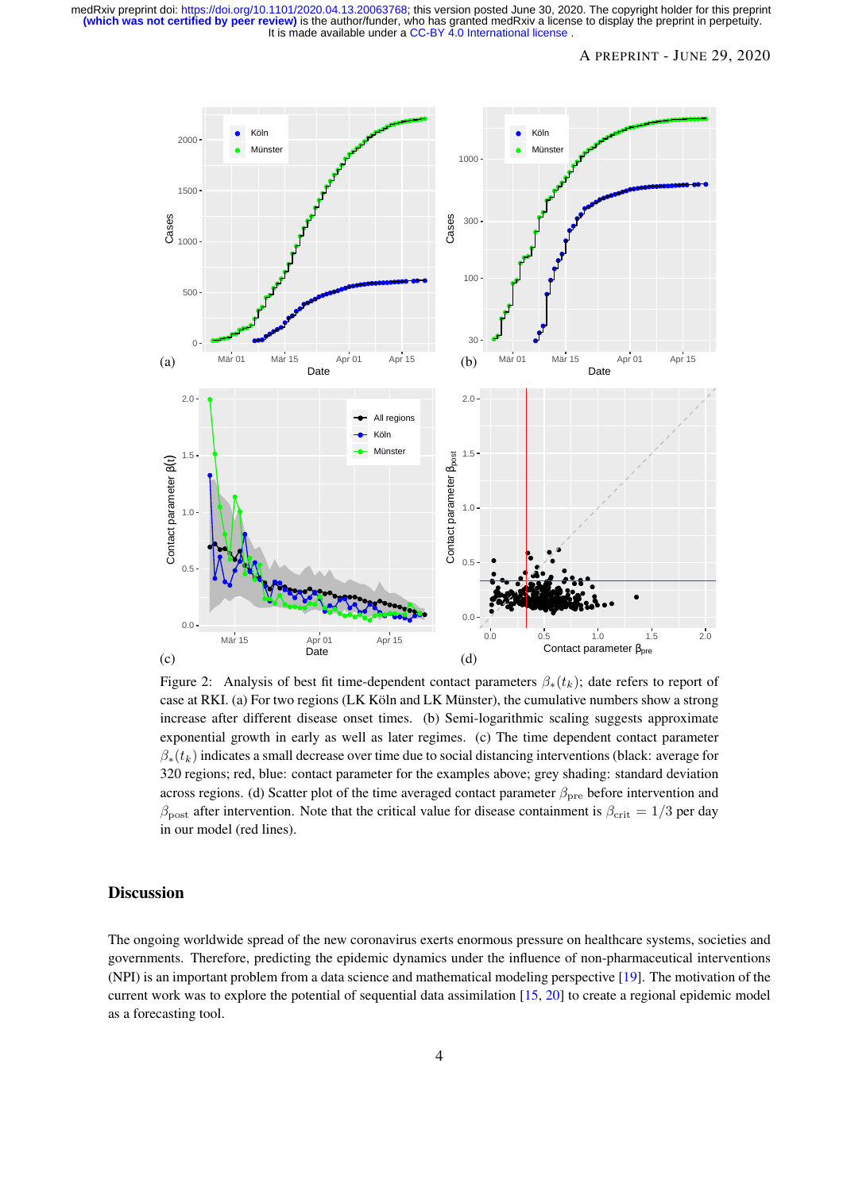Figure 2: Analysis of best fit time-dependent contact parameters $\beta_*(t_k)$; date refers to report of case at RKI. (a) For two regions (LK Köln and LK Münster), the cumulative numbers show a strong increase after different disease onset times. (b) Semi-logarithmic scaling suggests approximate exponential growth in early as well as later regimes. (c) The time dependent contact parameter $\beta_*(t_k)$ indicates a small decrease over time due to social distancing interventions (black: average for 320 regions; red, blue: contact parameter for the examples above; grey shading: standard deviation across regions. (d) Scatter plot of the time averaged contact parameter $\beta_{\text{pre}}$ before intervention and $\beta_{\text{post}}$ after intervention. Note that the critical value for disease containment is $\beta_{\text{crit}} = 1/3$ per day in our model (red lines).

## Discussion

The ongoing worldwide spread of the new coronavirus exerts enormous pressure on healthcare systems, societies and governments. Therefore, predicting the epidemic dynamics under the influence of non-pharmaceutical interventions (NPI) is an important problem from a data science and mathematical modeling perspective [19]. The motivation of the current work was to explore the potential of sequential data assimilation [15, 20] to create a regional epidemic model as a forecasting tool.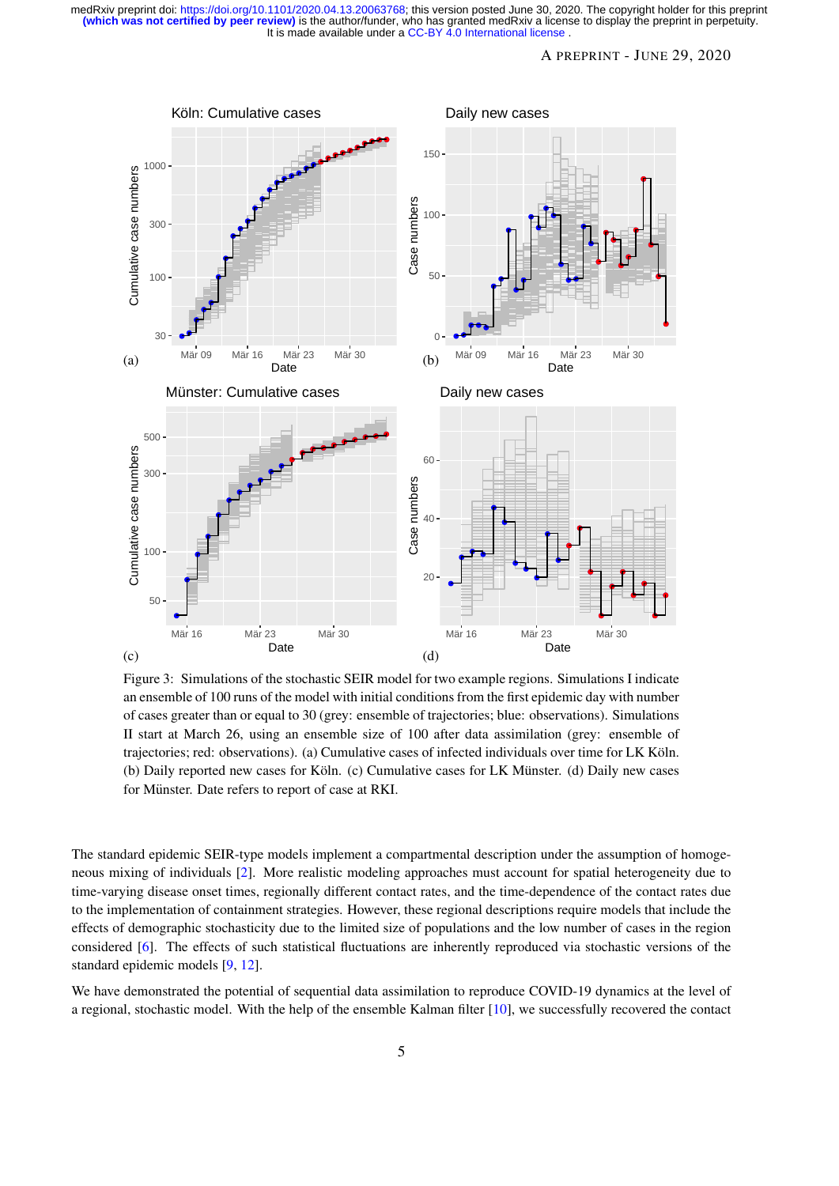Figure 3: Simulations of the stochastic SEIR model for two example regions. Simulations I indicate an ensemble of 100 runs of the model with initial conditions from the first epidemic day with number of cases greater than or equal to 30 (grey: ensemble of trajectories; blue: observations). Simulations II start at March 26, using an ensemble size of 100 after data assimilation (grey: ensemble of trajectories; red: observations). (a) Cumulative cases of infected individuals over time for LK Köln. (b) Daily reported new cases for Köln. (c) Cumulative cases for LK Münster. (d) Daily new cases for Münster. Date refers to report of case at RKI.

The standard epidemic SEIR-type models implement a compartmental description under the assumption of homogeneous mixing of individuals [2]. More realistic modeling approaches must account for spatial heterogeneity due to time-varying disease onset times, regionally different contact rates, and the time-dependence of the contact rates due to the implementation of containment strategies. However, these regional descriptions require models that include the effects of demographic stochasticity due to the limited size of populations and the low number of cases in the region considered [6]. The effects of such statistical fluctuations are inherently reproduced via stochastic versions of the standard epidemic models [9, 12].

We have demonstrated the potential of sequential data assimilation to reproduce COVID-19 dynamics at the level of a regional, stochastic model. With the help of the ensemble Kalman filter [10], we successfully recovered the contact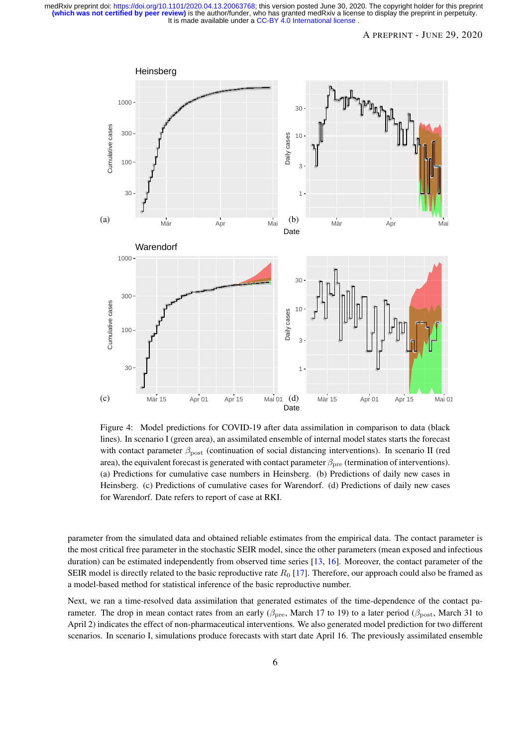Figure 4: Model predictions for COVID-19 after data assimilation in comparison to data (black lines). In scenario I (green area), an assimilated ensemble of internal model states starts the forecast with contact parameter $\beta_{\text{post}}$ (continuation of social distancing interventions). In scenario II (red area), the equivalent forecast is generated with contact parameter $\beta_{\text{pre}}$ (termination of interventions). (a) Predictions for cumulative case numbers in Heinsberg. (b) Predictions of daily new cases in Heinsberg. (c) Predictions of cumulative cases for Warendorf. (d) Predictions of daily new cases for Warendorf. Date refers to report of case at RKI.

parameter from the simulated data and obtained reliable estimates from the empirical data. The contact parameter is the most critical free parameter in the stochastic SEIR model, since the other parameters (mean exposed and infectious duration) can be estimated independently from observed time series [13, 16]. Moreover, the contact parameter of the SEIR model is directly related to the basic reproductive rate $R_0$ [17]. Therefore, our approach could also be framed as a model-based method for statistical inference of the basic reproductive number.

Next, we ran a time-resolved data assimilation that generated estimates of the time-dependence of the contact parameter. The drop in mean contact rates from an early ($\beta_{\text{pre}}$, March 17 to 19) to a later period ($\beta_{\text{post}}$, March 31 to April 2) indicates the effect of non-pharmaceutical interventions. We also generated model prediction for two different scenarios. In scenario I, simulations produce forecasts with start date April 16. The previously assimilated ensemble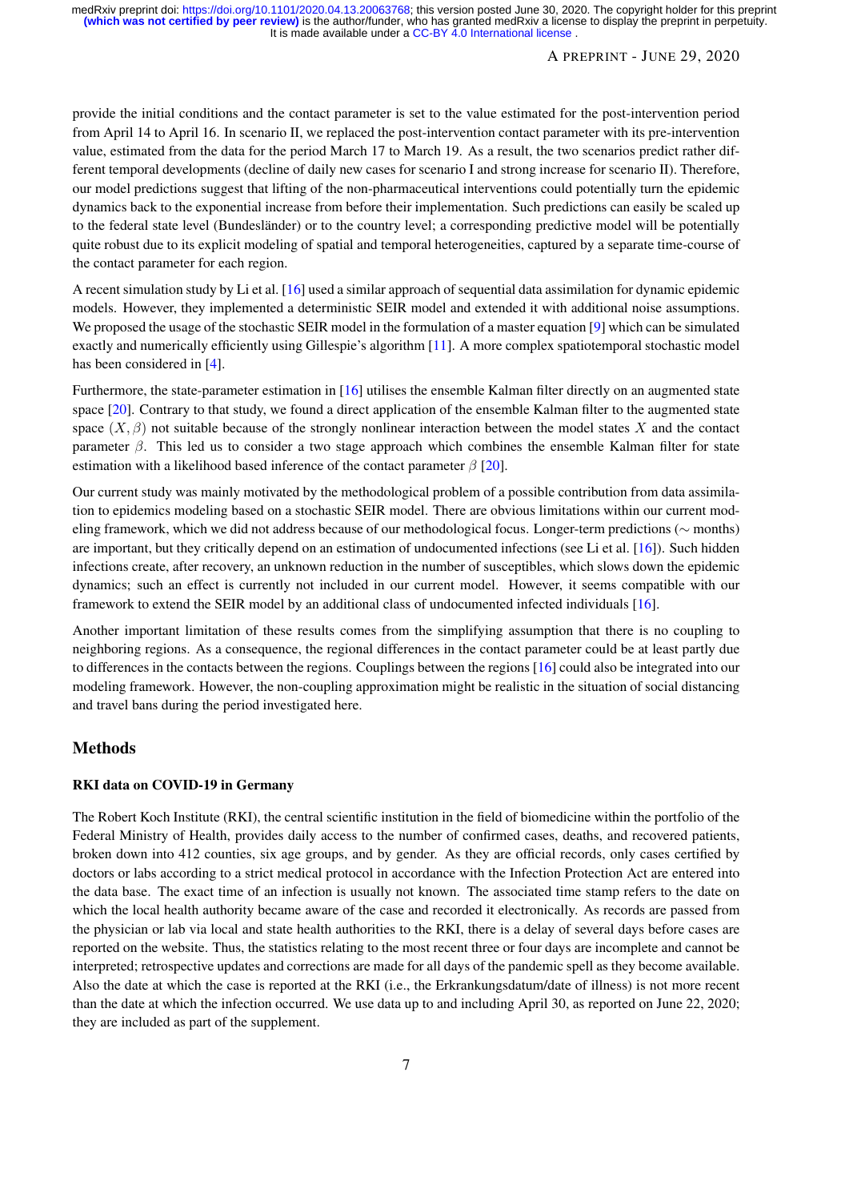provide the initial conditions and the contact parameter is set to the value estimated for the post-intervention period from April 14 to April 16. In scenario II, we replaced the post-intervention contact parameter with its pre-intervention value, estimated from the data for the period March 17 to March 19. As a result, the two scenarios predict rather different temporal developments (decline of daily new cases for scenario I and strong increase for scenario II). Therefore, our model predictions suggest that lifting of the non-pharmaceutical interventions could potentially turn the epidemic dynamics back to the exponential increase from before their implementation. Such predictions can easily be scaled up to the federal state level (Bundesländer) or to the country level; a corresponding predictive model will be potentially quite robust due to its explicit modeling of spatial and temporal heterogeneities, captured by a separate time-course of the contact parameter for each region.

A recent simulation study by Li et al. [16] used a similar approach of sequential data assimilation for dynamic epidemic models. However, they implemented a deterministic SEIR model and extended it with additional noise assumptions. We proposed the usage of the stochastic SEIR model in the formulation of a master equation [9] which can be simulated exactly and numerically efficiently using Gillespie's algorithm [11]. A more complex spatiotemporal stochastic model has been considered in [4].

Furthermore, the state-parameter estimation in [16] utilises the ensemble Kalman filter directly on an augmented state space [20]. Contrary to that study, we found a direct application of the ensemble Kalman filter to the augmented state space $(X, \beta)$ not suitable because of the strongly nonlinear interaction between the model states $X$ and the contact parameter $\beta$. This led us to consider a two stage approach which combines the ensemble Kalman filter for state estimation with a likelihood based inference of the contact parameter $\beta$ [20].

Our current study was mainly motivated by the methodological problem of a possible contribution from data assimilation to epidemics modeling based on a stochastic SEIR model. There are obvious limitations within our current modeling framework, which we did not address because of our methodological focus. Longer-term predictions ($\sim$ months) are important, but they critically depend on an estimation of undocumented infections (see Li et al. [16]). Such hidden infections create, after recovery, an unknown reduction in the number of susceptibles, which slows down the epidemic dynamics; such an effect is currently not included in our current model. However, it seems compatible with our framework to extend the SEIR model by an additional class of undocumented infected individuals [16].

Another important limitation of these results comes from the simplifying assumption that there is no coupling to neighboring regions. As a consequence, the regional differences in the contact parameter could be at least partly due to differences in the contacts between the regions. Couplings between the regions [16] could also be integrated into our modeling framework. However, the non-coupling approximation might be realistic in the situation of social distancing and travel bans during the period investigated here.

## Methods

### RKI data on COVID-19 in Germany

The Robert Koch Institute (RKI), the central scientific institution in the field of biomedicine within the portfolio of the Federal Ministry of Health, provides daily access to the number of confirmed cases, deaths, and recovered patients, broken down into 412 counties, six age groups, and by gender. As they are official records, only cases certified by doctors or labs according to a strict medical protocol in accordance with the Infection Protection Act are entered into the data base. The exact time of an infection is usually not known. The associated time stamp refers to the date on which the local health authority became aware of the case and recorded it electronically. As records are passed from the physician or lab via local and state health authorities to the RKI, there is a delay of several days before cases are reported on the website. Thus, the statistics relating to the most recent three or four days are incomplete and cannot be interpreted; retrospective updates and corrections are made for all days of the pandemic spell as they become available. Also the date at which the case is reported at the RKI (i.e., the Erkrankungsdatum/date of illness) is not more recent than the date at which the infection occurred. We use data up to and including April 30, as reported on June 22, 2020; they are included as part of the supplement.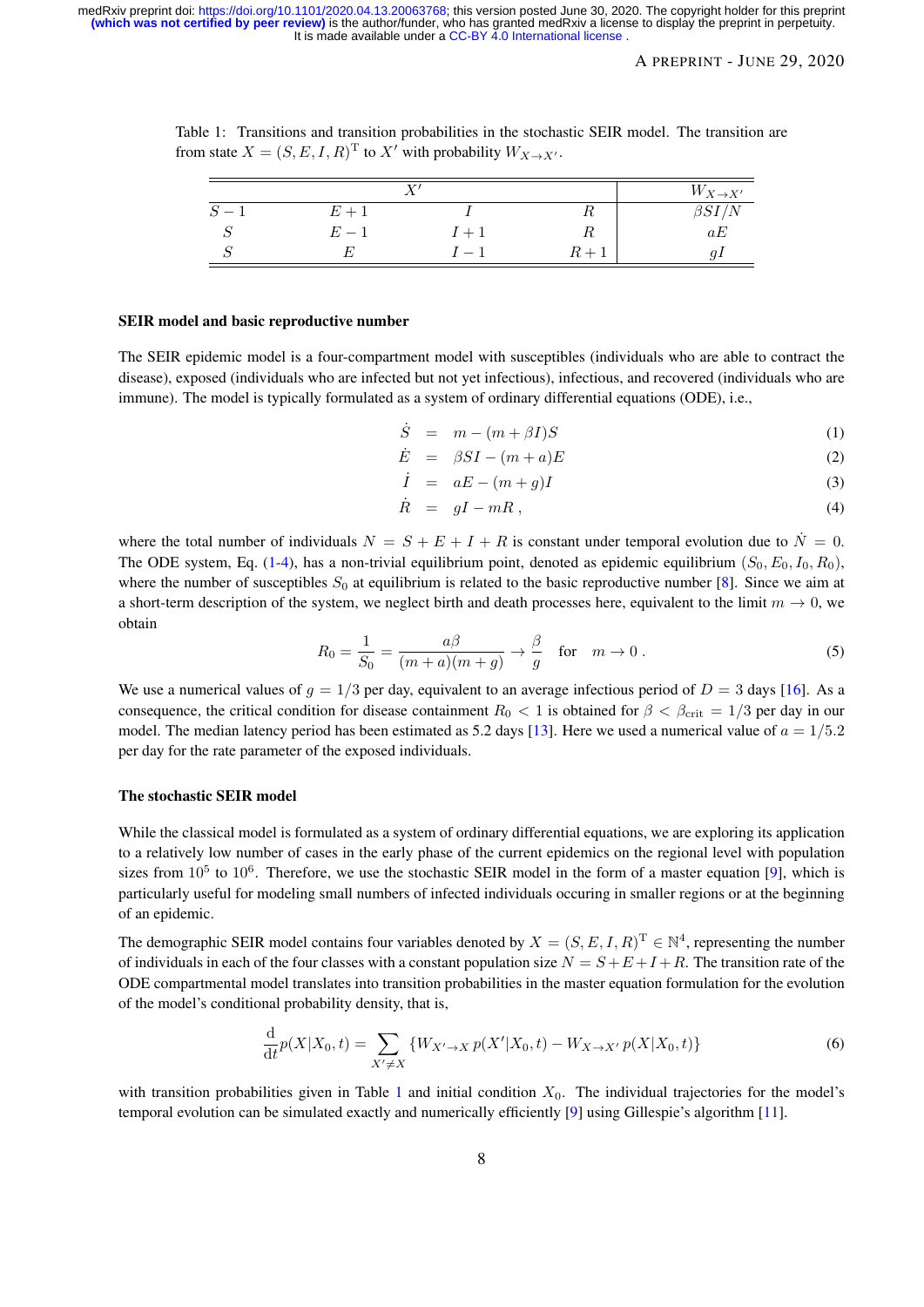Table 1: Transitions and transition probabilities in the stochastic SEIR model. The transition are from state $X = (S, E, I, R)^{\mathrm{T}}$ to $X'$ with probability $W_{X \to X'}$.

| $X'$ | | | | $W_{X \to X'}$ |
|---|---|---|---|---|
| $S-1$ | $E+1$ | $I$ | $R$ | $\beta SI/N$ |
| $S$ | $E-1$ | $I+1$ | $R$ | $aE$ |
| $S$ | $E$ | $I-1$ | $R+1$ | $gI$ |

### SEIR model and basic reproductive number

The SEIR epidemic model is a four-compartment model with susceptibles (individuals who are able to contract the disease), exposed (individuals who are infected but not yet infectious), infectious, and recovered (individuals who are immune). The model is typically formulated as a system of ordinary differential equations (ODE), i.e.,

$$\dot{S} = m - (m + \beta I)S \tag{1}$$

$$\dot{E} = \beta SI - (m + a)E \tag{2}$$

$$\dot{I} = aE - (m + g)I \tag{3}$$

$$\dot{R} = gI - mR\,, \tag{4}$$

where the total number of individuals $N = S + E + I + R$ is constant under temporal evolution due to $\dot{N} = 0$. The ODE system, Eq. (1-4), has a non-trivial equilibrium point, denoted as epidemic equilibrium $(S_0, E_0, I_0, R_0)$, where the number of susceptibles $S_0$ at equilibrium is related to the basic reproductive number [8]. Since we aim at a short-term description of the system, we neglect birth and death processes here, equivalent to the limit $m \to 0$, we obtain

$$R_0 = \frac{1}{S_0} = \frac{a\beta}{(m + a)(m + g)} \to \frac{\beta}{g} \quad \text{for} \quad m \to 0\,. \tag{5}$$

We use a numerical values of $g = 1/3$ per day, equivalent to an average infectious period of $D = 3$ days [16]. As a consequence, the critical condition for disease containment $R_0 < 1$ is obtained for $\beta < \beta_{\text{crit}} = 1/3$ per day in our model. The median latency period has been estimated as 5.2 days [13]. Here we used a numerical value of $a = 1/5.2$ per day for the rate parameter of the exposed individuals.

### The stochastic SEIR model

While the classical model is formulated as a system of ordinary differential equations, we are exploring its application to a relatively low number of cases in the early phase of the current epidemics on the regional level with population sizes from $10^5$ to $10^6$. Therefore, we use the stochastic SEIR model in the form of a master equation [9], which is particularly useful for modeling small numbers of infected individuals occuring in smaller regions or at the beginning of an epidemic.

The demographic SEIR model contains four variables denoted by $X = (S, E, I, R)^{\mathrm{T}} \in \mathbb{N}^4$, representing the number of individuals in each of the four classes with a constant population size $N = S + E + I + R$. The transition rate of the ODE compartmental model translates into transition probabilities in the master equation formulation for the evolution of the model's conditional probability density, that is,

$$\frac{\mathrm{d}}{\mathrm{d}t} p(X|X_0, t) = \sum_{X' \neq X} \left\{ W_{X' \to X}\, p(X'|X_0, t) - W_{X \to X'}\, p(X|X_0, t) \right\} \tag{6}$$

with transition probabilities given in Table 1 and initial condition $X_0$. The individual trajectories for the model's temporal evolution can be simulated exactly and numerically efficiently [9] using Gillespie's algorithm [11].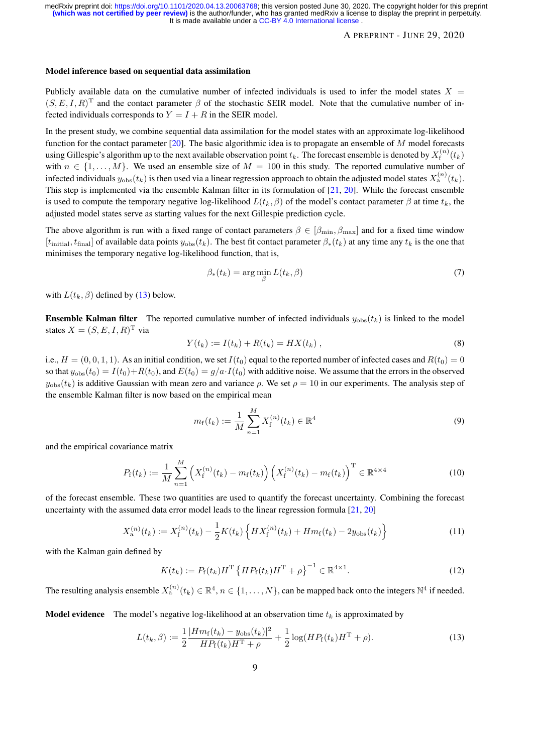#### Model inference based on sequential data assimilation

Publicly available data on the cumulative number of infected individuals is used to infer the model states $X = (S, E, I, R)^{\mathrm{T}}$ and the contact parameter $\beta$ of the stochastic SEIR model. Note that the cumulative number of infected individuals corresponds to $Y = I + R$ in the SEIR model.

In the present study, we combine sequential data assimilation for the model states with an approximate log-likelihood function for the contact parameter [20]. The basic algorithmic idea is to propagate an ensemble of $M$ model forecasts using Gillespie's algorithm up to the next available observation point $t_k$. The forecast ensemble is denoted by $X_{\mathrm{f}}^{(n)}(t_k)$ with $n \in \{1, \ldots, M\}$. We used an ensemble size of $M = 100$ in this study. The reported cumulative number of infected individuals $y_{\mathrm{obs}}(t_k)$ is then used via a linear regression approach to obtain the adjusted model states $X_{\mathrm{a}}^{(n)}(t_k)$. This step is implemented via the ensemble Kalman filter in its formulation of [21, 20]. While the forecast ensemble is used to compute the temporary negative log-likelihood $L(t_k, \beta)$ of the model's contact parameter $\beta$ at time $t_k$, the adjusted model states serve as starting values for the next Gillespie prediction cycle.

The above algorithm is run with a fixed range of contact parameters $\beta \in [\beta_{\min}, \beta_{\max}]$ and for a fixed time window $[t_{\mathrm{initial}}, t_{\mathrm{final}}]$ of available data points $y_{\mathrm{obs}}(t_k)$. The best fit contact parameter $\beta_*(t_k)$ at any time any $t_k$ is the one that minimises the temporary negative log-likelihood function, that is,

$$\beta_*(t_k) = \arg\min_{\beta} L(t_k, \beta) \tag{7}$$

with $L(t_k, \beta)$ defined by (13) below.

**Ensemble Kalman filter** The reported cumulative number of infected individuals $y_{\mathrm{obs}}(t_k)$ is linked to the model states $X = (S, E, I, R)^{\mathrm{T}}$ via

$$Y(t_k) := I(t_k) + R(t_k) = HX(t_k)\,, \tag{8}$$

i.e., $H = (0, 0, 1, 1)$. As an initial condition, we set $I(t_0)$ equal to the reported number of infected cases and $R(t_0) = 0$ so that $y_{\mathrm{obs}}(t_0) = I(t_0) + R(t_0)$, and $E(t_0) = g/a \cdot I(t_0)$ with additive noise. We assume that the errors in the observed $y_{\mathrm{obs}}(t_k)$ is additive Gaussian with mean zero and variance $\rho$. We set $\rho = 10$ in our experiments. The analysis step of the ensemble Kalman filter is now based on the empirical mean

$$m_{\mathrm{f}}(t_k) := \frac{1}{M} \sum_{n=1}^{M} X_{\mathrm{f}}^{(n)}(t_k) \in \mathbb{R}^4 \tag{9}$$

and the empirical covariance matrix

$$P_{\mathrm{f}}(t_k) := \frac{1}{M} \sum_{n=1}^{M} \left(X_{\mathrm{f}}^{(n)}(t_k) - m_{\mathrm{f}}(t_k)\right)\left(X_{\mathrm{f}}^{(n)}(t_k) - m_{\mathrm{f}}(t_k)\right)^{\mathrm{T}} \in \mathbb{R}^{4\times 4} \tag{10}$$

of the forecast ensemble. These two quantities are used to quantify the forecast uncertainty. Combining the forecast uncertainty with the assumed data error model leads to the linear regression formula [21, 20]

$$X_{\mathrm{a}}^{(n)}(t_k) := X_{\mathrm{f}}^{(n)}(t_k) - \frac{1}{2} K(t_k) \left\{ HX_{\mathrm{f}}^{(n)}(t_k) + Hm_{\mathrm{f}}(t_k) - 2y_{\mathrm{obs}}(t_k) \right\} \tag{11}$$

with the Kalman gain defined by

$$K(t_k) := P_{\mathrm{f}}(t_k) H^{\mathrm{T}} \left\{ HP_{\mathrm{f}}(t_k)H^{\mathrm{T}} + \rho \right\}^{-1} \in \mathbb{R}^{4\times 1}. \tag{12}$$

The resulting analysis ensemble $X_{\mathrm{a}}^{(n)}(t_k) \in \mathbb{R}^4$, $n \in \{1, \ldots, N\}$, can be mapped back onto the integers $\mathbb{N}^4$ if needed.

**Model evidence** The model's negative log-likelihood at an observation time $t_k$ is approximated by

$$L(t_k, \beta) := \frac{1}{2} \frac{|Hm_{\mathrm{f}}(t_k) - y_{\mathrm{obs}}(t_k)|^2}{HP_{\mathrm{f}}(t_k)H^{\mathrm{T}} + \rho} + \frac{1}{2} \log(HP_{\mathrm{f}}(t_k)H^{\mathrm{T}} + \rho). \tag{13}$$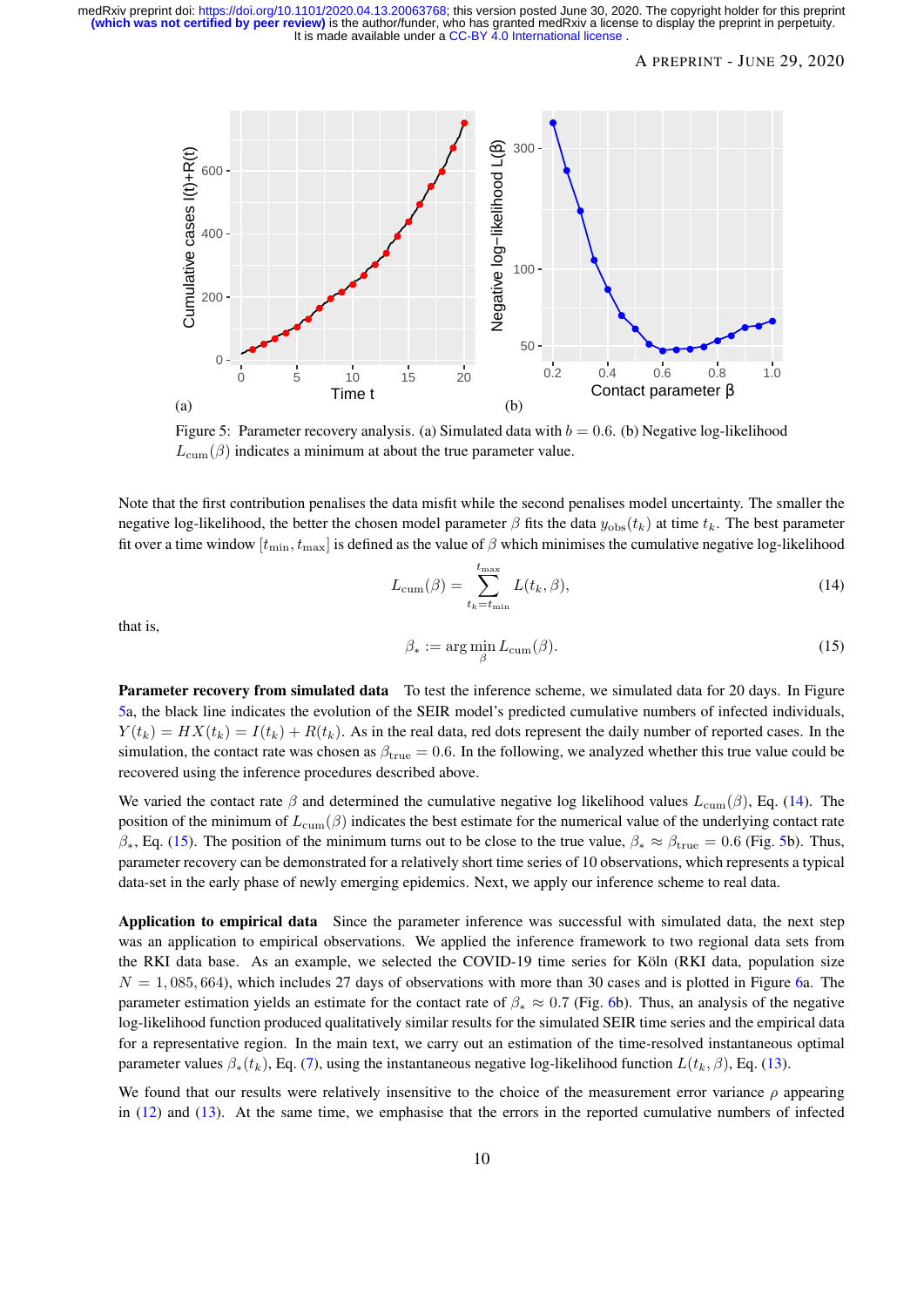Figure 5: Parameter recovery analysis. (a) Simulated data with $b = 0.6$. (b) Negative log-likelihood $L_{\rm cum}(\beta)$ indicates a minimum at about the true parameter value.

Note that the first contribution penalises the data misfit while the second penalises model uncertainty. The smaller the negative log-likelihood, the better the chosen model parameter $\beta$ fits the data $y_{\rm obs}(t_k)$ at time $t_k$. The best parameter fit over a time window $[t_{\rm min}, t_{\rm max}]$ is defined as the value of $\beta$ which minimises the cumulative negative log-likelihood

$$L_{\rm cum}(\beta) = \sum_{t_k = t_{\rm min}}^{t_{\rm max}} L(t_k, \beta), \tag{14}$$

that is,

$$\beta_* := \arg\min_{\beta} L_{\rm cum}(\beta). \tag{15}$$

**Parameter recovery from simulated data** To test the inference scheme, we simulated data for 20 days. In Figure 5a, the black line indicates the evolution of the SEIR model's predicted cumulative numbers of infected individuals, $Y(t_k) = HX(t_k) = I(t_k) + R(t_k)$. As in the real data, red dots represent the daily number of reported cases. In the simulation, the contact rate was chosen as $\beta_{\rm true} = 0.6$. In the following, we analyzed whether this true value could be recovered using the inference procedures described above.

We varied the contact rate $\beta$ and determined the cumulative negative log likelihood values $L_{\rm cum}(\beta)$, Eq. (14). The position of the minimum of $L_{\rm cum}(\beta)$ indicates the best estimate for the numerical value of the underlying contact rate $\beta_*$, Eq. (15). The position of the minimum turns out to be close to the true value, $\beta_* \approx \beta_{\rm true} = 0.6$ (Fig. 5b). Thus, parameter recovery can be demonstrated for a relatively short time series of 10 observations, which represents a typical data-set in the early phase of newly emerging epidemics. Next, we apply our inference scheme to real data.

**Application to empirical data** Since the parameter inference was successful with simulated data, the next step was an application to empirical observations. We applied the inference framework to two regional data sets from the RKI data base. As an example, we selected the COVID-19 time series for Köln (RKI data, population size $N = 1,085,664$), which includes 27 days of observations with more than 30 cases and is plotted in Figure 6a. The parameter estimation yields an estimate for the contact rate of $\beta_* \approx 0.7$ (Fig. 6b). Thus, an analysis of the negative log-likelihood function produced qualitatively similar results for the simulated SEIR time series and the empirical data for a representative region. In the main text, we carry out an estimation of the time-resolved instantaneous optimal parameter values $\beta_*(t_k)$, Eq. (7), using the instantaneous negative log-likelihood function $L(t_k, \beta)$, Eq. (13).

We found that our results were relatively insensitive to the choice of the measurement error variance $\rho$ appearing in (12) and (13). At the same time, we emphasise that the errors in the reported cumulative numbers of infected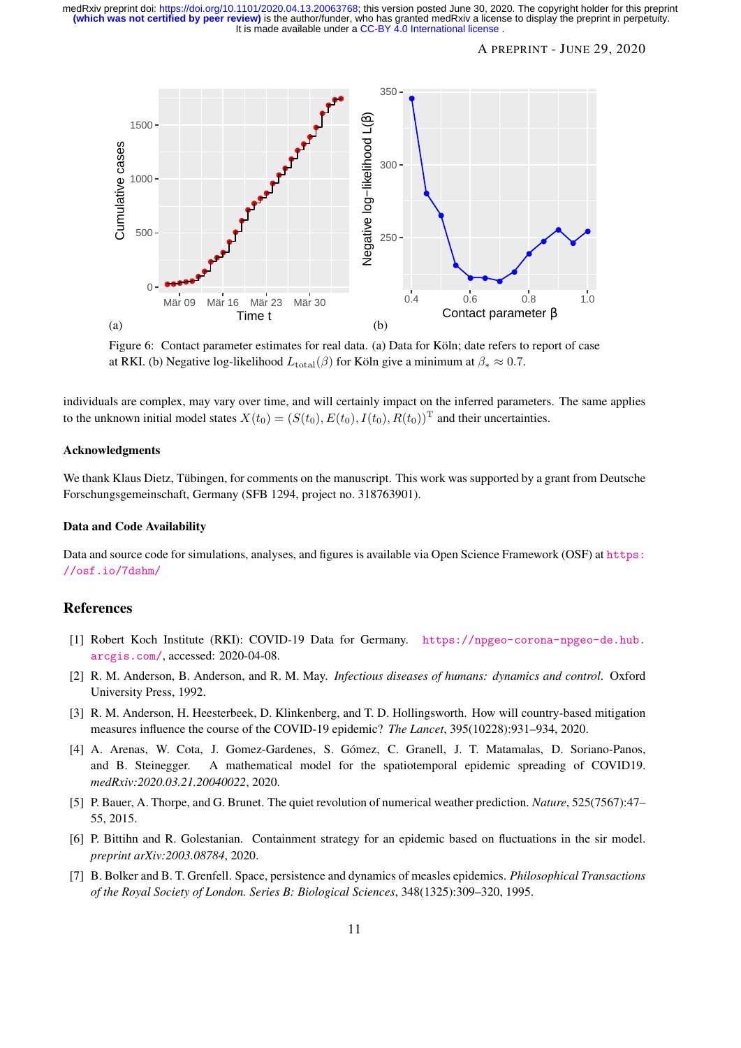Figure 6: Contact parameter estimates for real data. (a) Data for Köln; date refers to report of case at RKI. (b) Negative log-likelihood $L_{\text{total}}(\beta)$ for Köln give a minimum at $\beta_* \approx 0.7$.

individuals are complex, may vary over time, and will certainly impact on the inferred parameters. The same applies to the unknown initial model states $X(t_0) = (S(t_0), E(t_0), I(t_0), R(t_0))^{\mathrm{T}}$ and their uncertainties.

### Acknowledgments

We thank Klaus Dietz, Tübingen, for comments on the manuscript. This work was supported by a grant from Deutsche Forschungsgemeinschaft, Germany (SFB 1294, project no. 318763901).

### Data and Code Availability

Data and source code for simulations, analyses, and figures is available via Open Science Framework (OSF) at https://osf.io/7dshm/

## References

[1] Robert Koch Institute (RKI): COVID-19 Data for Germany. https://npgeo-corona-npgeo-de.hub.arcgis.com/, accessed: 2020-04-08.

[2] R. M. Anderson, B. Anderson, and R. M. May. *Infectious diseases of humans: dynamics and control*. Oxford University Press, 1992.

[3] R. M. Anderson, H. Heesterbeek, D. Klinkenberg, and T. D. Hollingsworth. How will country-based mitigation measures influence the course of the COVID-19 epidemic? *The Lancet*, 395(10228):931–934, 2020.

[4] A. Arenas, W. Cota, J. Gomez-Gardenes, S. Gómez, C. Granell, J. T. Matamalas, D. Soriano-Panos, and B. Steinegger. A mathematical model for the spatiotemporal epidemic spreading of COVID19. *medRxiv:2020.03.21.20040022*, 2020.

[5] P. Bauer, A. Thorpe, and G. Brunet. The quiet revolution of numerical weather prediction. *Nature*, 525(7567):47–55, 2015.

[6] P. Bittihn and R. Golestanian. Containment strategy for an epidemic based on fluctuations in the sir model. *preprint arXiv:2003.08784*, 2020.

[7] B. Bolker and B. T. Grenfell. Space, persistence and dynamics of measles epidemics. *Philosophical Transactions of the Royal Society of London. Series B: Biological Sciences*, 348(1325):309–320, 1995.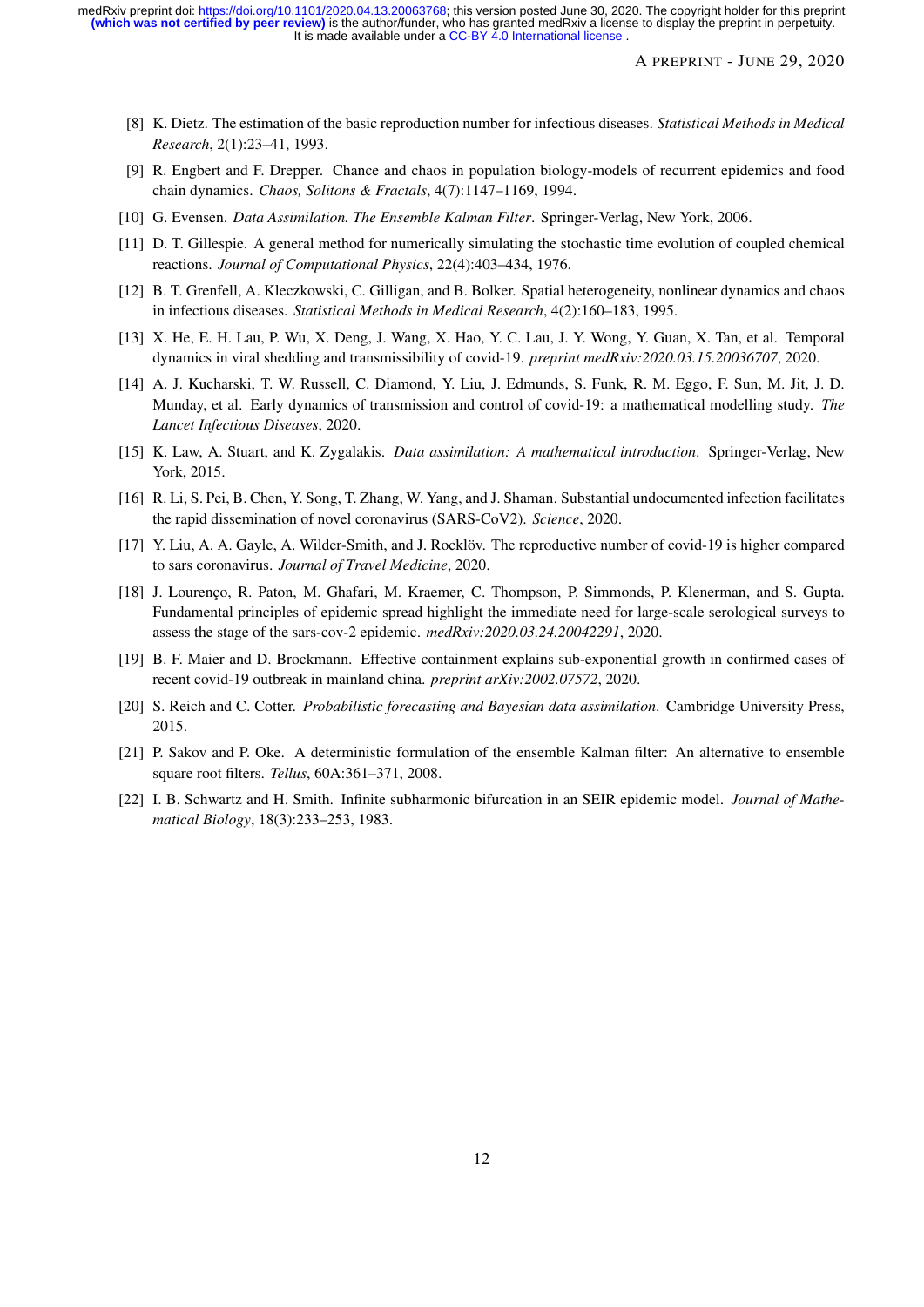[8] K. Dietz. The estimation of the basic reproduction number for infectious diseases. *Statistical Methods in Medical Research*, 2(1):23–41, 1993.

[9] R. Engbert and F. Drepper. Chance and chaos in population biology-models of recurrent epidemics and food chain dynamics. *Chaos, Solitons & Fractals*, 4(7):1147–1169, 1994.

[10] G. Evensen. *Data Assimilation. The Ensemble Kalman Filter*. Springer-Verlag, New York, 2006.

[11] D. T. Gillespie. A general method for numerically simulating the stochastic time evolution of coupled chemical reactions. *Journal of Computational Physics*, 22(4):403–434, 1976.

[12] B. T. Grenfell, A. Kleczkowski, C. Gilligan, and B. Bolker. Spatial heterogeneity, nonlinear dynamics and chaos in infectious diseases. *Statistical Methods in Medical Research*, 4(2):160–183, 1995.

[13] X. He, E. H. Lau, P. Wu, X. Deng, J. Wang, X. Hao, Y. C. Lau, J. Y. Wong, Y. Guan, X. Tan, et al. Temporal dynamics in viral shedding and transmissibility of covid-19. *preprint medRxiv:2020.03.15.20036707*, 2020.

[14] A. J. Kucharski, T. W. Russell, C. Diamond, Y. Liu, J. Edmunds, S. Funk, R. M. Eggo, F. Sun, M. Jit, J. D. Munday, et al. Early dynamics of transmission and control of covid-19: a mathematical modelling study. *The Lancet Infectious Diseases*, 2020.

[15] K. Law, A. Stuart, and K. Zygalakis. *Data assimilation: A mathematical introduction*. Springer-Verlag, New York, 2015.

[16] R. Li, S. Pei, B. Chen, Y. Song, T. Zhang, W. Yang, and J. Shaman. Substantial undocumented infection facilitates the rapid dissemination of novel coronavirus (SARS-CoV2). *Science*, 2020.

[17] Y. Liu, A. A. Gayle, A. Wilder-Smith, and J. Rocklöv. The reproductive number of covid-19 is higher compared to sars coronavirus. *Journal of Travel Medicine*, 2020.

[18] J. Lourenço, R. Paton, M. Ghafari, M. Kraemer, C. Thompson, P. Simmonds, P. Klenerman, and S. Gupta. Fundamental principles of epidemic spread highlight the immediate need for large-scale serological surveys to assess the stage of the sars-cov-2 epidemic. *medRxiv:2020.03.24.20042291*, 2020.

[19] B. F. Maier and D. Brockmann. Effective containment explains sub-exponential growth in confirmed cases of recent covid-19 outbreak in mainland china. *preprint arXiv:2002.07572*, 2020.

[20] S. Reich and C. Cotter. *Probabilistic forecasting and Bayesian data assimilation*. Cambridge University Press, 2015.

[21] P. Sakov and P. Oke. A deterministic formulation of the ensemble Kalman filter: An alternative to ensemble square root filters. *Tellus*, 60A:361–371, 2008.

[22] I. B. Schwartz and H. Smith. Infinite subharmonic bifurcation in an SEIR epidemic model. *Journal of Mathematical Biology*, 18(3):233–253, 1983.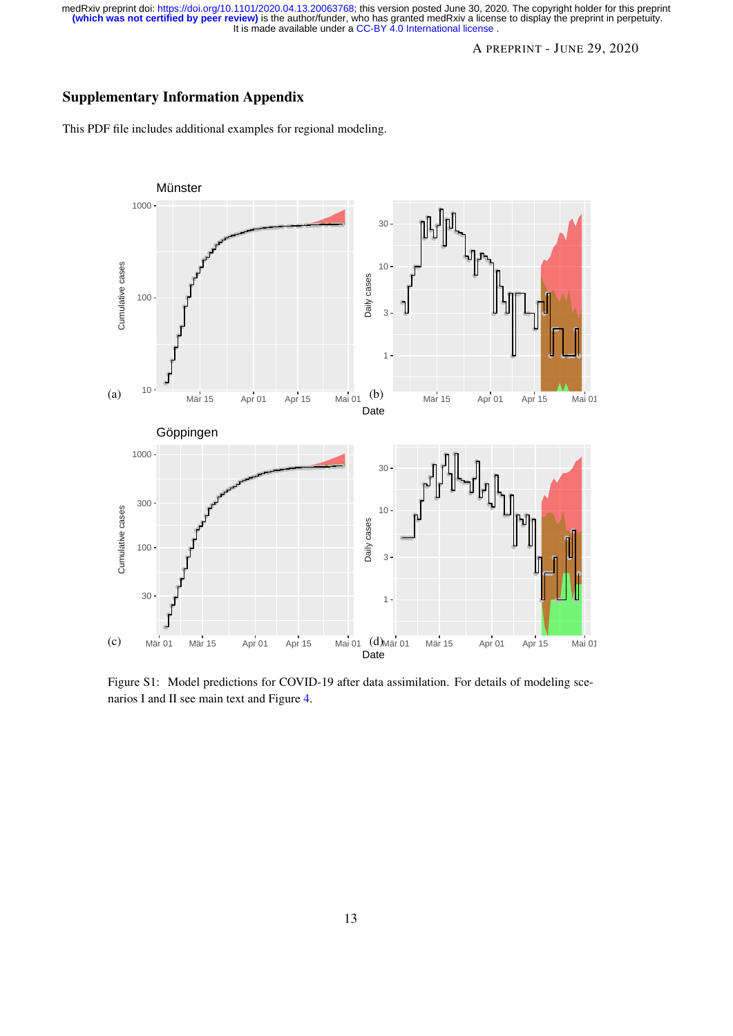## Supplementary Information Appendix

This PDF file includes additional examples for regional modeling.

Figure S1: Model predictions for COVID-19 after data assimilation. For details of modeling scenarios I and II see main text and Figure 4.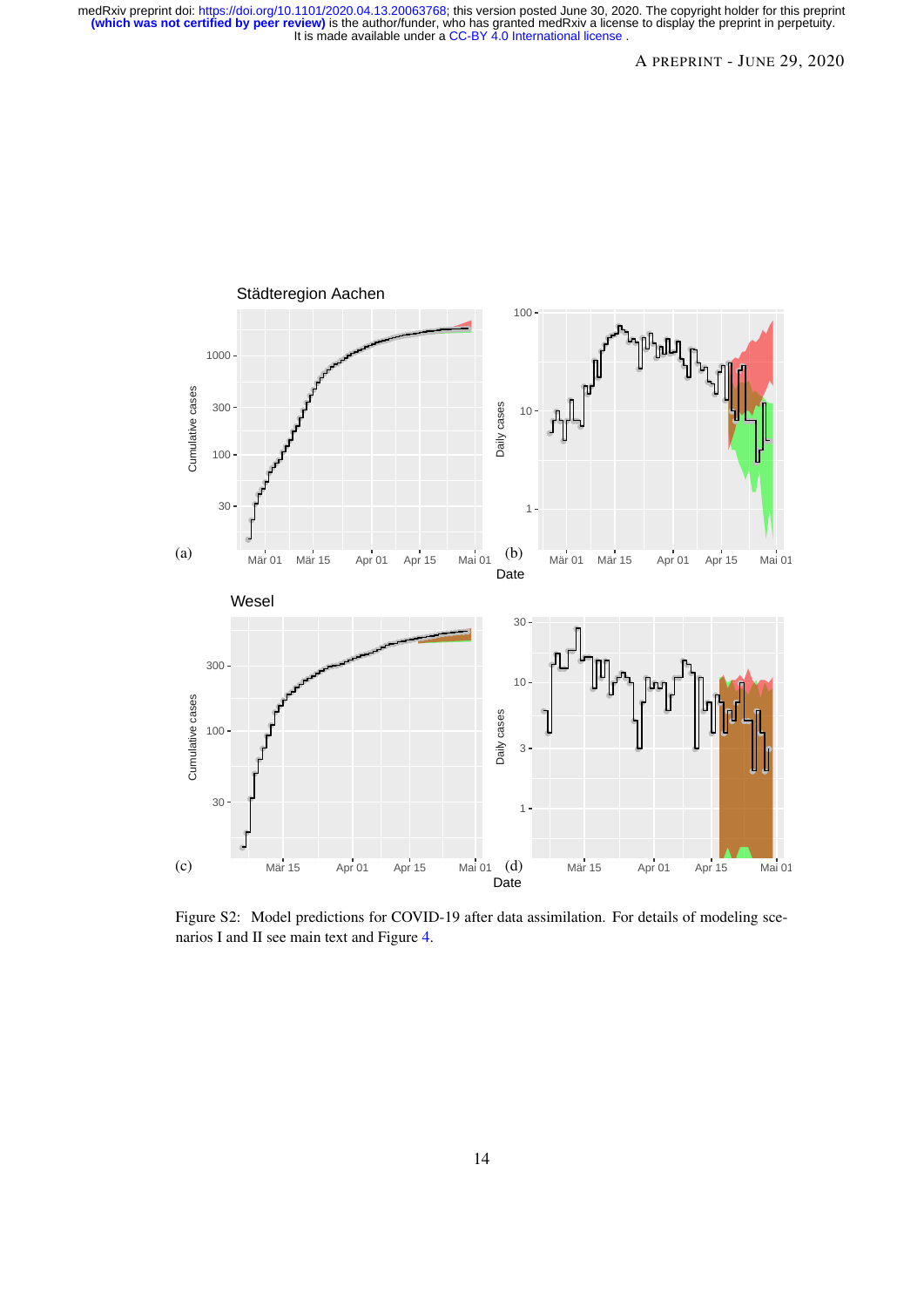Figure S2: Model predictions for COVID-19 after data assimilation. For details of modeling scenarios I and II see main text and Figure 4.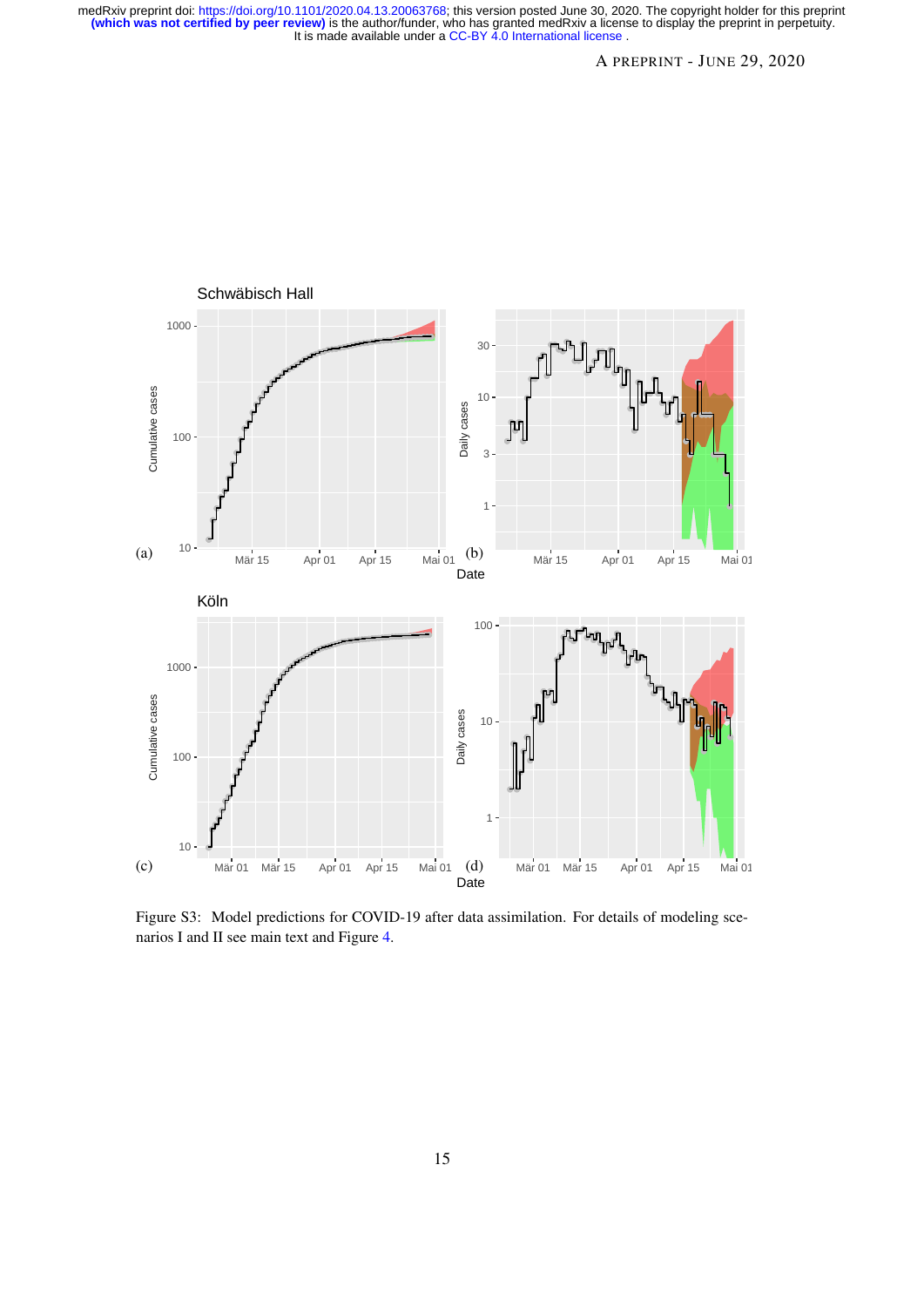Figure S3: Model predictions for COVID-19 after data assimilation. For details of modeling scenarios I and II see main text and Figure 4.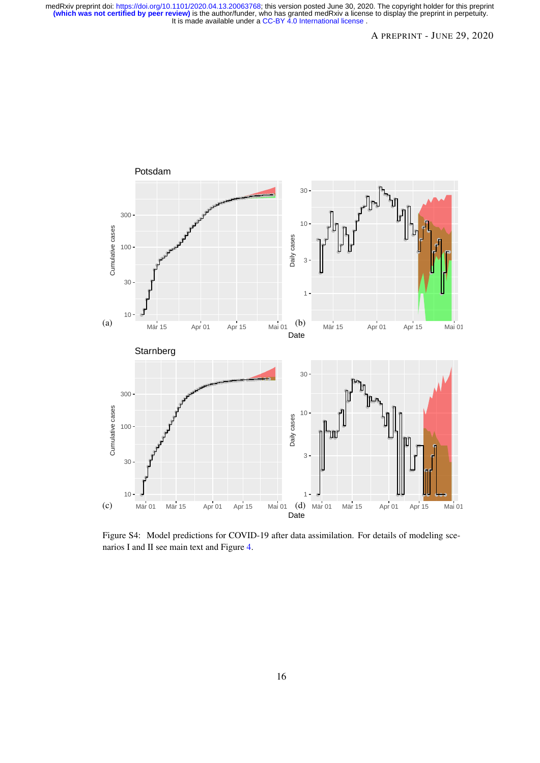Figure S4: Model predictions for COVID-19 after data assimilation. For details of modeling scenarios I and II see main text and Figure 4.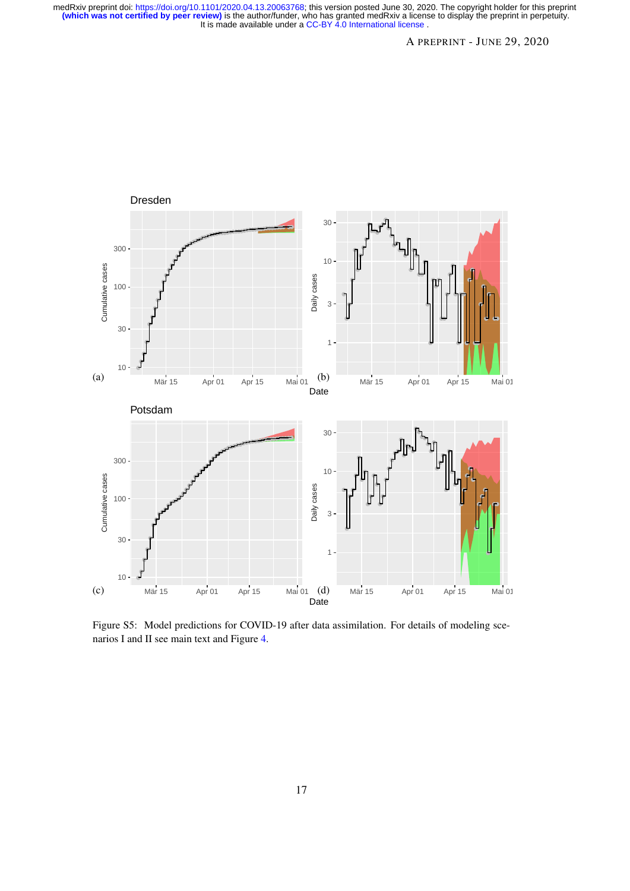Figure S5: Model predictions for COVID-19 after data assimilation. For details of modeling scenarios I and II see main text and Figure 4.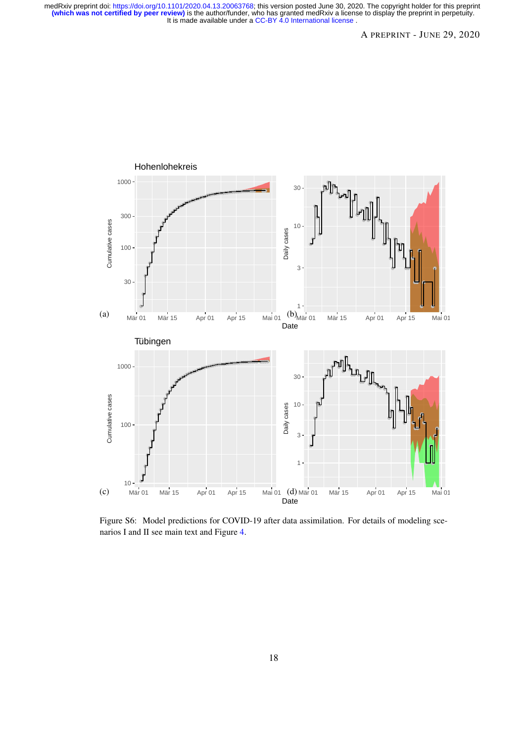Figure S6: Model predictions for COVID-19 after data assimilation. For details of modeling scenarios I and II see main text and Figure 4.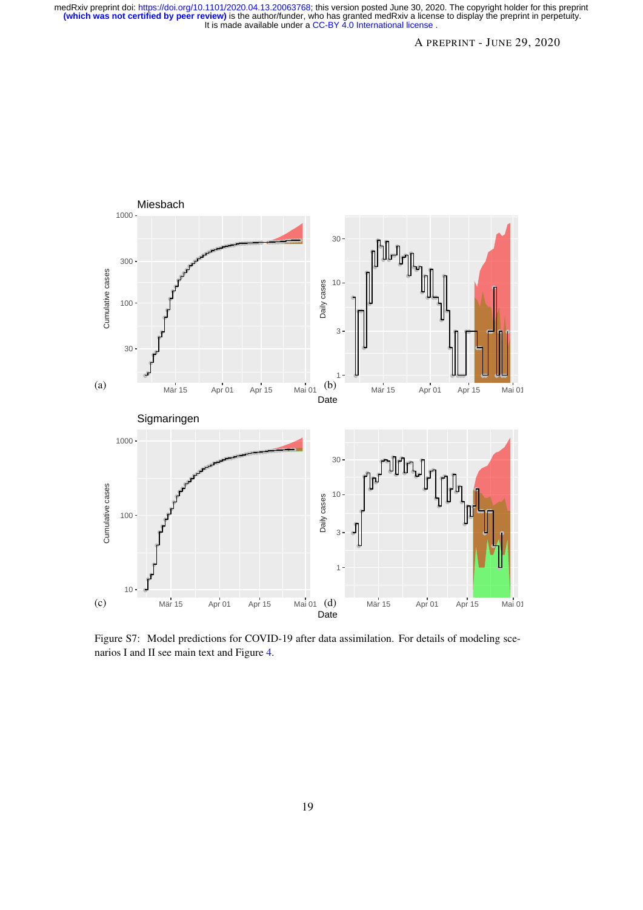Miesbach

1000
300
100
30

Cumulative cases

Mär 15 Apr 01 Apr 15 Mai 01

(a)

30
10
3
1

Daily cases

Mär 15 Apr 01 Apr 15 Mai 01

(b)

Date

Sigmaringen

1000
100
10

Cumulative cases

Mär 15 Apr 01 Apr 15 Mai 01

(c)

30
10
3
1

Daily cases

Mär 15 Apr 01 Apr 15 Mai 01

(d)

Date

Figure S7: Model predictions for COVID-19 after data assimilation. For details of modeling scenarios I and II see main text and Figure 4.